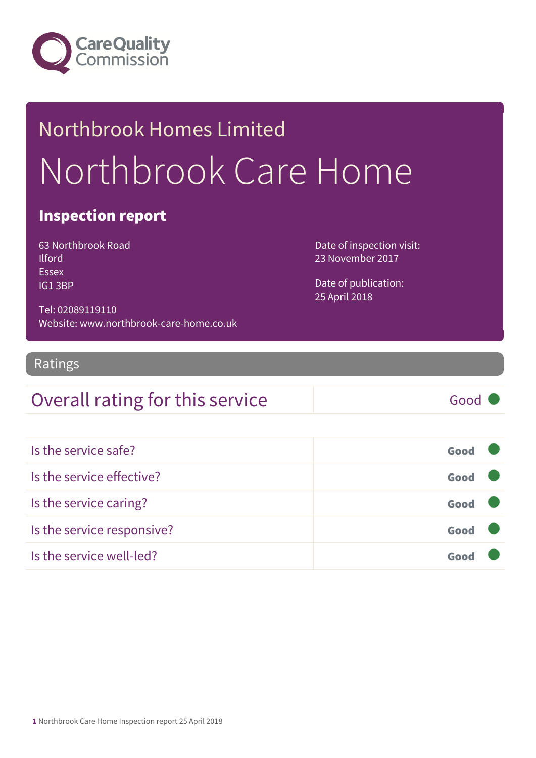Care Quality Commission

# Northbrook Homes Limited

# Northbrook Care Home

## Inspection report

63 Northbrook Road
Ilford
Essex
IG1 3BP

Tel: 02089119110
Website: www.northbrook-care-home.co.uk

Date of inspection visit:
23 November 2017

Date of publication:
25 April 2018

## Ratings

| Overall rating for this service | Good |
| --- | --- |

| Is the service safe? | Good |
| --- | --- |
| Is the service effective? | Good |
| Is the service caring? | Good |
| Is the service responsive? | Good |
| Is the service well-led? | Good |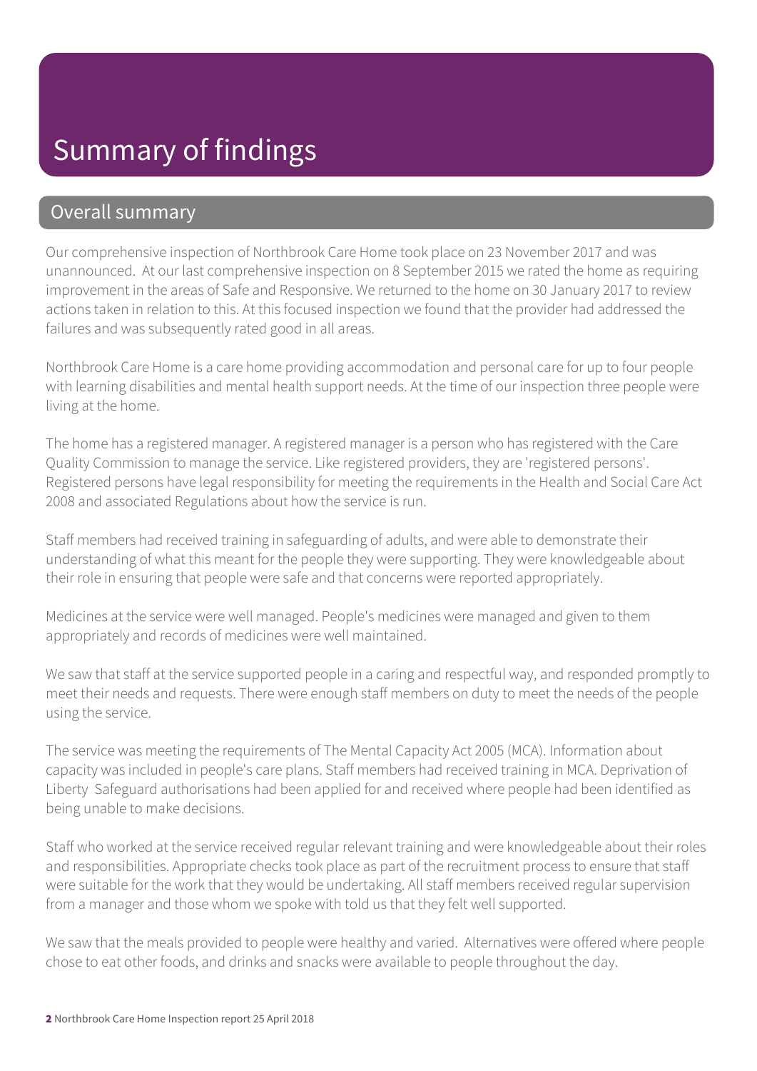# Summary of findings

## Overall summary

Our comprehensive inspection of Northbrook Care Home took place on 23 November 2017 and was unannounced. At our last comprehensive inspection on 8 September 2015 we rated the home as requiring improvement in the areas of Safe and Responsive. We returned to the home on 30 January 2017 to review actions taken in relation to this. At this focused inspection we found that the provider had addressed the failures and was subsequently rated good in all areas.

Northbrook Care Home is a care home providing accommodation and personal care for up to four people with learning disabilities and mental health support needs. At the time of our inspection three people were living at the home.

The home has a registered manager. A registered manager is a person who has registered with the Care Quality Commission to manage the service. Like registered providers, they are 'registered persons'. Registered persons have legal responsibility for meeting the requirements in the Health and Social Care Act 2008 and associated Regulations about how the service is run.

Staff members had received training in safeguarding of adults, and were able to demonstrate their understanding of what this meant for the people they were supporting. They were knowledgeable about their role in ensuring that people were safe and that concerns were reported appropriately.

Medicines at the service were well managed. People's medicines were managed and given to them appropriately and records of medicines were well maintained.

We saw that staff at the service supported people in a caring and respectful way, and responded promptly to meet their needs and requests. There were enough staff members on duty to meet the needs of the people using the service.

The service was meeting the requirements of The Mental Capacity Act 2005 (MCA). Information about capacity was included in people's care plans. Staff members had received training in MCA. Deprivation of Liberty Safeguard authorisations had been applied for and received where people had been identified as being unable to make decisions.

Staff who worked at the service received regular relevant training and were knowledgeable about their roles and responsibilities. Appropriate checks took place as part of the recruitment process to ensure that staff were suitable for the work that they would be undertaking. All staff members received regular supervision from a manager and those whom we spoke with told us that they felt well supported.

We saw that the meals provided to people were healthy and varied. Alternatives were offered where people chose to eat other foods, and drinks and snacks were available to people throughout the day.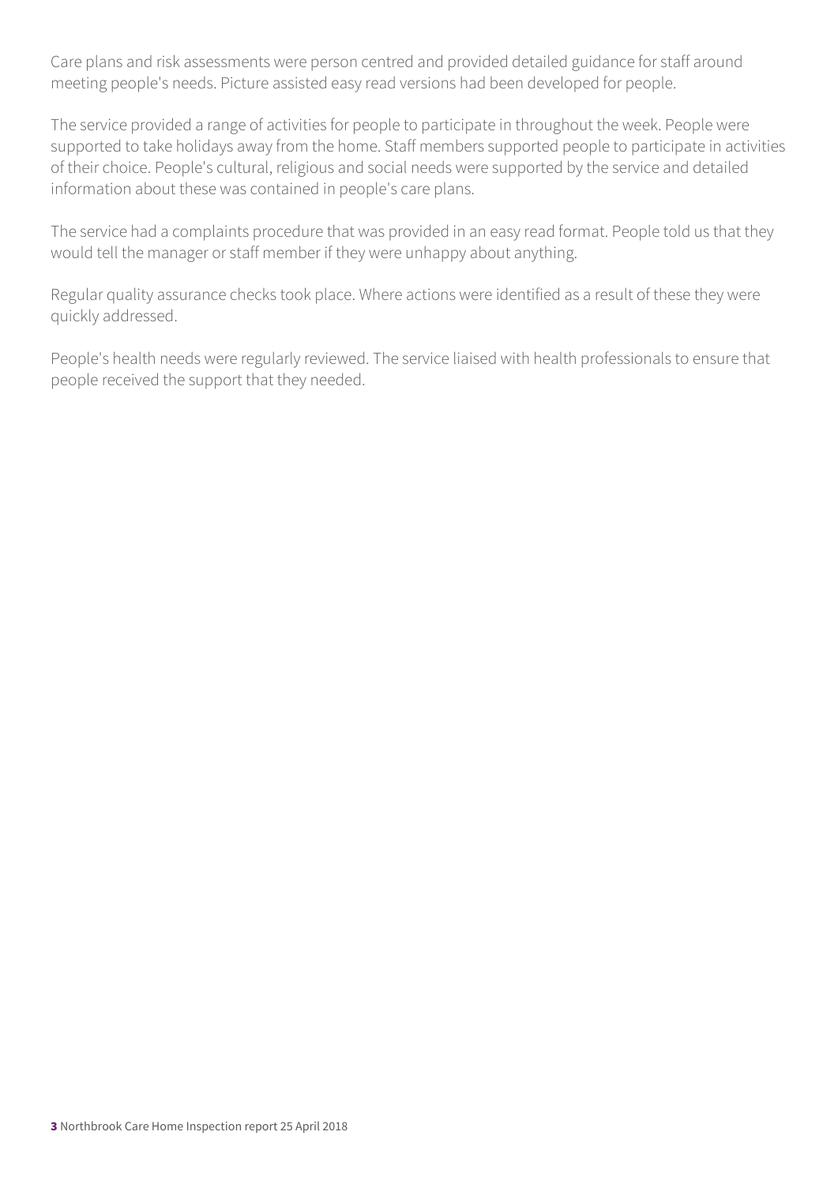Care plans and risk assessments were person centred and provided detailed guidance for staff around meeting people's needs. Picture assisted easy read versions had been developed for people.

The service provided a range of activities for people to participate in throughout the week. People were supported to take holidays away from the home. Staff members supported people to participate in activities of their choice. People's cultural, religious and social needs were supported by the service and detailed information about these was contained in people's care plans.

The service had a complaints procedure that was provided in an easy read format. People told us that they would tell the manager or staff member if they were unhappy about anything.

Regular quality assurance checks took place. Where actions were identified as a result of these they were quickly addressed.

People's health needs were regularly reviewed. The service liaised with health professionals to ensure that people received the support that they needed.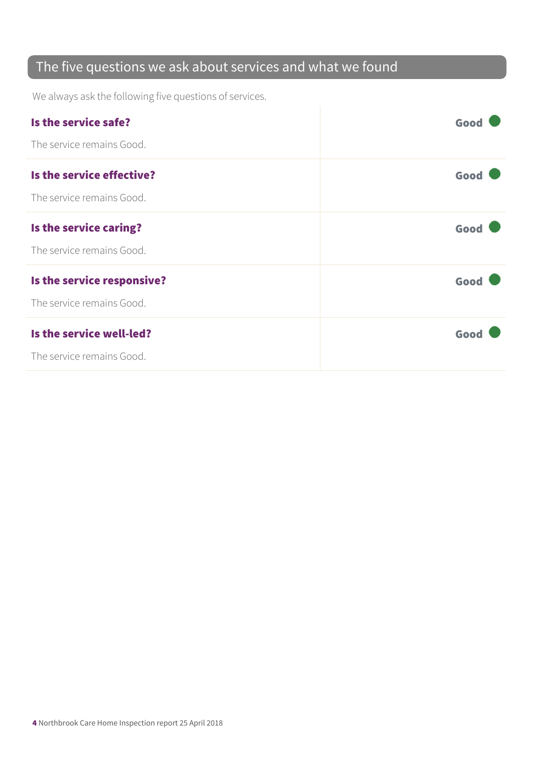## The five questions we ask about services and what we found

We always ask the following five questions of services.

| | |
|---|---|
| **Is the service safe?**<br><br>The service remains Good. | **Good** |
| **Is the service effective?**<br><br>The service remains Good. | **Good** |
| **Is the service caring?**<br><br>The service remains Good. | **Good** |
| **Is the service responsive?**<br><br>The service remains Good. | **Good** |
| **Is the service well-led?**<br><br>The service remains Good. | **Good** |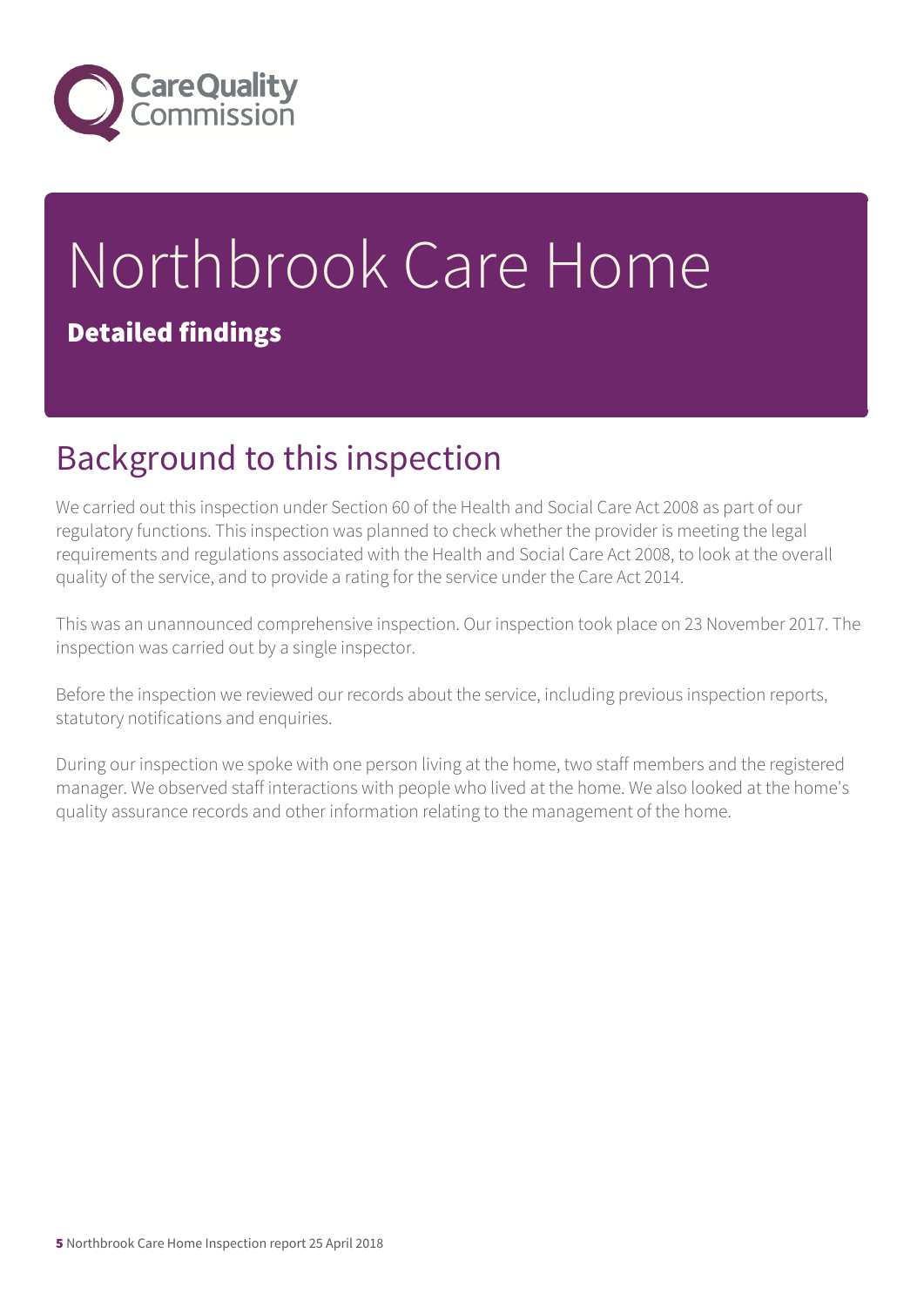# Northbrook Care Home

**Detailed findings**

## Background to this inspection

We carried out this inspection under Section 60 of the Health and Social Care Act 2008 as part of our regulatory functions. This inspection was planned to check whether the provider is meeting the legal requirements and regulations associated with the Health and Social Care Act 2008, to look at the overall quality of the service, and to provide a rating for the service under the Care Act 2014.

This was an unannounced comprehensive inspection. Our inspection took place on 23 November 2017. The inspection was carried out by a single inspector.

Before the inspection we reviewed our records about the service, including previous inspection reports, statutory notifications and enquiries.

During our inspection we spoke with one person living at the home, two staff members and the registered manager. We observed staff interactions with people who lived at the home. We also looked at the home's quality assurance records and other information relating to the management of the home.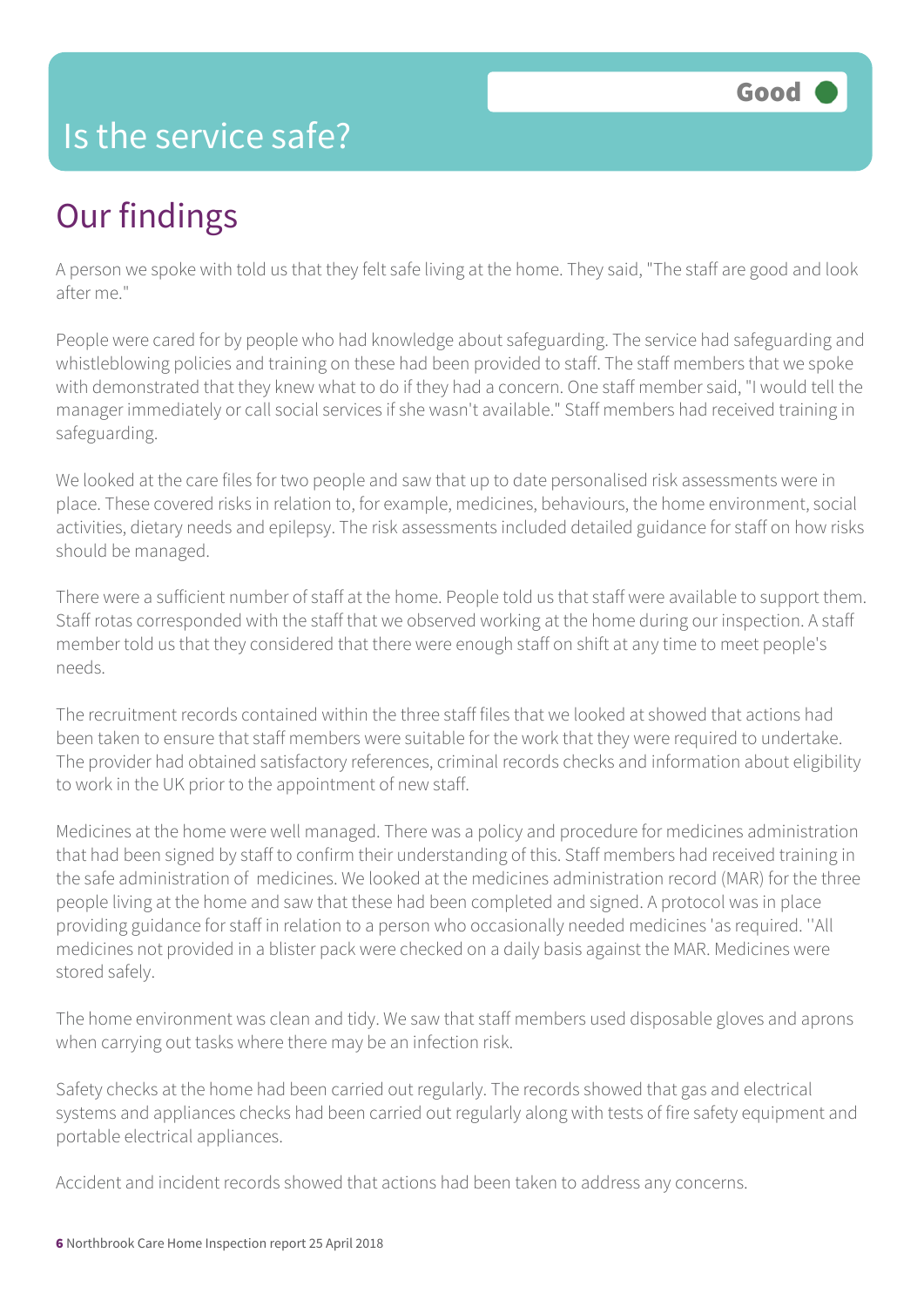# Is the service safe?

**Good**

## Our findings

A person we spoke with told us that they felt safe living at the home. They said, "The staff are good and look after me."

People were cared for by people who had knowledge about safeguarding. The service had safeguarding and whistleblowing policies and training on these had been provided to staff. The staff members that we spoke with demonstrated that they knew what to do if they had a concern. One staff member said, "I would tell the manager immediately or call social services if she wasn't available." Staff members had received training in safeguarding.

We looked at the care files for two people and saw that up to date personalised risk assessments were in place. These covered risks in relation to, for example, medicines, behaviours, the home environment, social activities, dietary needs and epilepsy. The risk assessments included detailed guidance for staff on how risks should be managed.

There were a sufficient number of staff at the home. People told us that staff were available to support them. Staff rotas corresponded with the staff that we observed working at the home during our inspection. A staff member told us that they considered that there were enough staff on shift at any time to meet people's needs.

The recruitment records contained within the three staff files that we looked at showed that actions had been taken to ensure that staff members were suitable for the work that they were required to undertake. The provider had obtained satisfactory references, criminal records checks and information about eligibility to work in the UK prior to the appointment of new staff.

Medicines at the home were well managed. There was a policy and procedure for medicines administration that had been signed by staff to confirm their understanding of this. Staff members had received training in the safe administration of medicines. We looked at the medicines administration record (MAR) for the three people living at the home and saw that these had been completed and signed. A protocol was in place providing guidance for staff in relation to a person who occasionally needed medicines 'as required. ''All medicines not provided in a blister pack were checked on a daily basis against the MAR. Medicines were stored safely.

The home environment was clean and tidy. We saw that staff members used disposable gloves and aprons when carrying out tasks where there may be an infection risk.

Safety checks at the home had been carried out regularly. The records showed that gas and electrical systems and appliances checks had been carried out regularly along with tests of fire safety equipment and portable electrical appliances.

Accident and incident records showed that actions had been taken to address any concerns.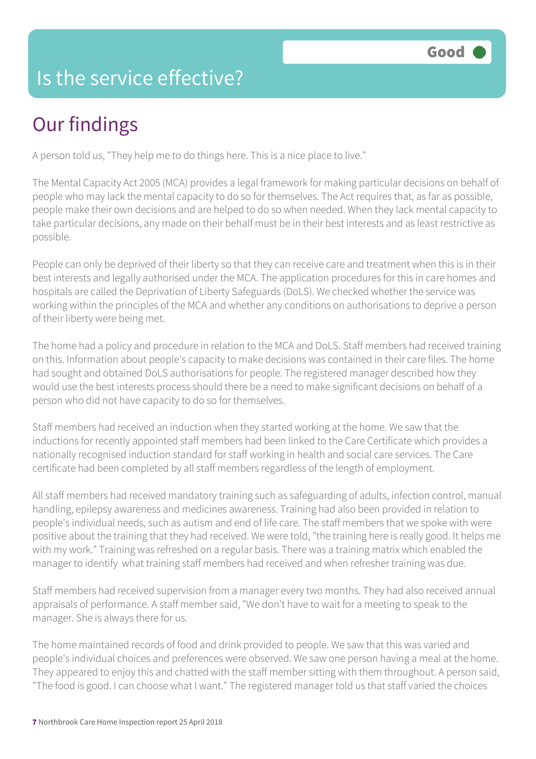# Is the service effective?

**Good**

## Our findings

A person told us, "They help me to do things here. This is a nice place to live."

The Mental Capacity Act 2005 (MCA) provides a legal framework for making particular decisions on behalf of people who may lack the mental capacity to do so for themselves. The Act requires that, as far as possible, people make their own decisions and are helped to do so when needed. When they lack mental capacity to take particular decisions, any made on their behalf must be in their best interests and as least restrictive as possible.

People can only be deprived of their liberty so that they can receive care and treatment when this is in their best interests and legally authorised under the MCA. The application procedures for this in care homes and hospitals are called the Deprivation of Liberty Safeguards (DoLS). We checked whether the service was working within the principles of the MCA and whether any conditions on authorisations to deprive a person of their liberty were being met.

The home had a policy and procedure in relation to the MCA and DoLS. Staff members had received training on this. Information about people's capacity to make decisions was contained in their care files. The home had sought and obtained DoLS authorisations for people. The registered manager described how they would use the best interests process should there be a need to make significant decisions on behalf of a person who did not have capacity to do so for themselves.

Staff members had received an induction when they started working at the home. We saw that the inductions for recently appointed staff members had been linked to the Care Certificate which provides a nationally recognised induction standard for staff working in health and social care services. The Care certificate had been completed by all staff members regardless of the length of employment.

All staff members had received mandatory training such as safeguarding of adults, infection control, manual handling, epilepsy awareness and medicines awareness. Training had also been provided in relation to people's individual needs, such as autism and end of life care. The staff members that we spoke with were positive about the training that they had received. We were told, "the training here is really good. It helps me with my work." Training was refreshed on a regular basis. There was a training matrix which enabled the manager to identify what training staff members had received and when refresher training was due.

Staff members had received supervision from a manager every two months. They had also received annual appraisals of performance. A staff member said, "We don't have to wait for a meeting to speak to the manager. She is always there for us.

The home maintained records of food and drink provided to people. We saw that this was varied and people's individual choices and preferences were observed. We saw one person having a meal at the home. They appeared to enjoy this and chatted with the staff member sitting with them throughout. A person said, "The food is good. I can choose what I want." The registered manager told us that staff varied the choices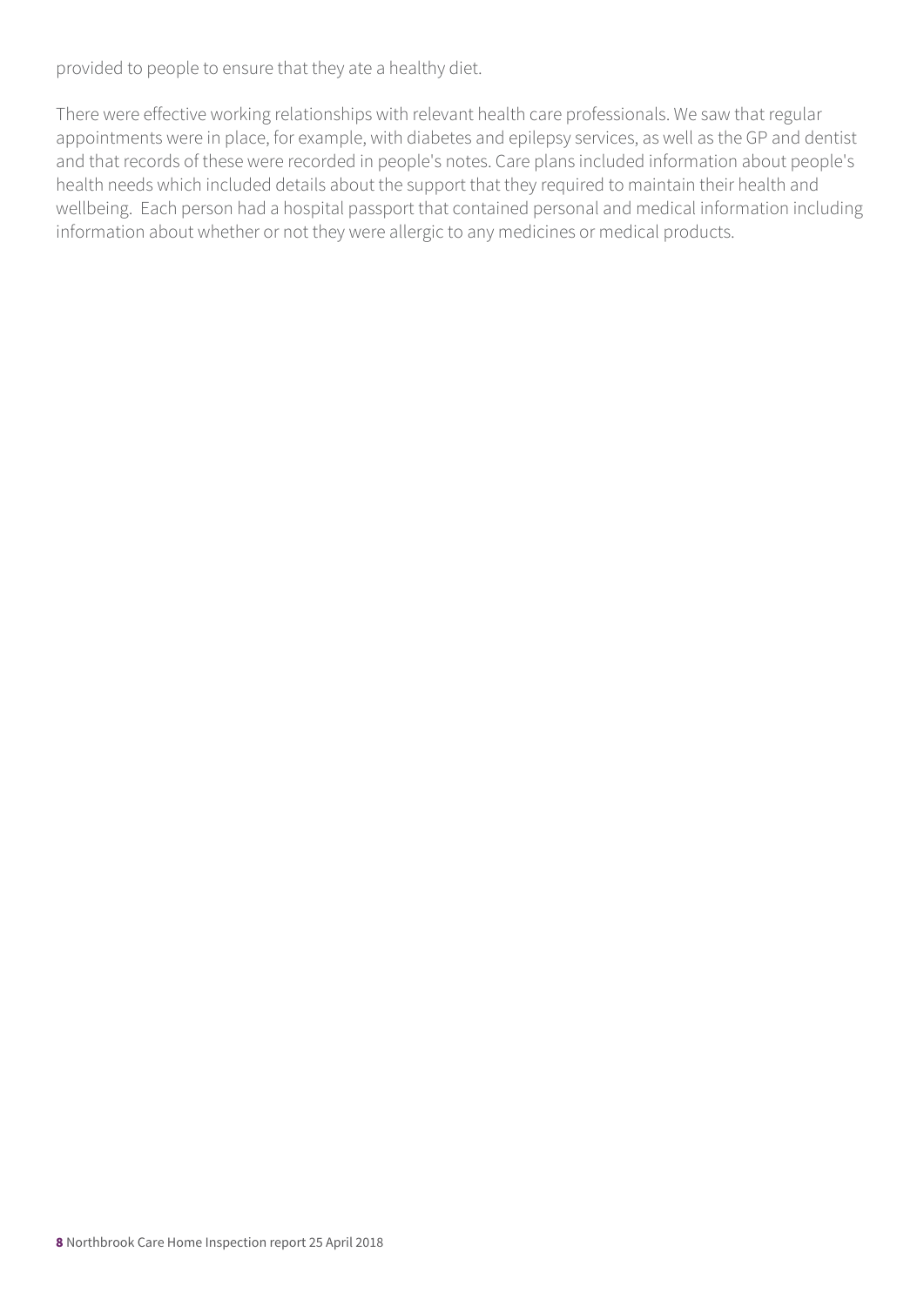provided to people to ensure that they ate a healthy diet.

There were effective working relationships with relevant health care professionals. We saw that regular appointments were in place, for example, with diabetes and epilepsy services, as well as the GP and dentist and that records of these were recorded in people's notes. Care plans included information about people's health needs which included details about the support that they required to maintain their health and wellbeing.  Each person had a hospital passport that contained personal and medical information including information about whether or not they were allergic to any medicines or medical products.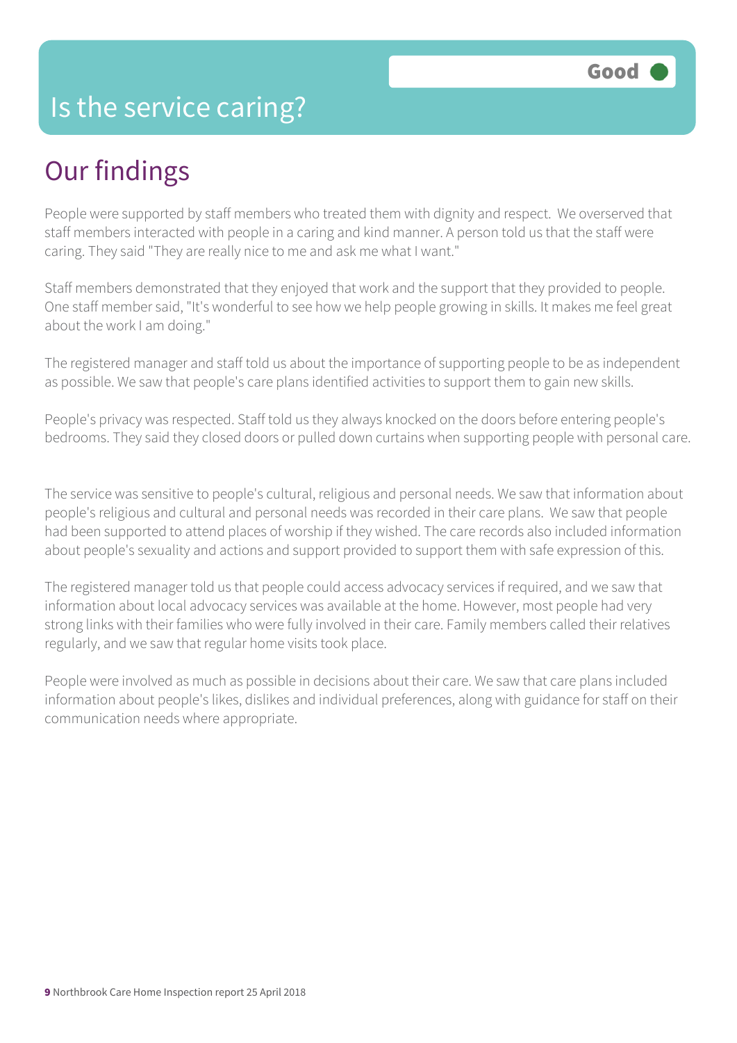# Is the service caring?

Good

## Our findings

People were supported by staff members who treated them with dignity and respect. We overserved that staff members interacted with people in a caring and kind manner. A person told us that the staff were caring. They said "They are really nice to me and ask me what I want."

Staff members demonstrated that they enjoyed that work and the support that they provided to people. One staff member said, "It's wonderful to see how we help people growing in skills. It makes me feel great about the work I am doing."

The registered manager and staff told us about the importance of supporting people to be as independent as possible. We saw that people's care plans identified activities to support them to gain new skills.

People's privacy was respected. Staff told us they always knocked on the doors before entering people's bedrooms. They said they closed doors or pulled down curtains when supporting people with personal care.

The service was sensitive to people's cultural, religious and personal needs. We saw that information about people's religious and cultural and personal needs was recorded in their care plans. We saw that people had been supported to attend places of worship if they wished. The care records also included information about people's sexuality and actions and support provided to support them with safe expression of this.

The registered manager told us that people could access advocacy services if required, and we saw that information about local advocacy services was available at the home. However, most people had very strong links with their families who were fully involved in their care. Family members called their relatives regularly, and we saw that regular home visits took place.

People were involved as much as possible in decisions about their care. We saw that care plans included information about people's likes, dislikes and individual preferences, along with guidance for staff on their communication needs where appropriate.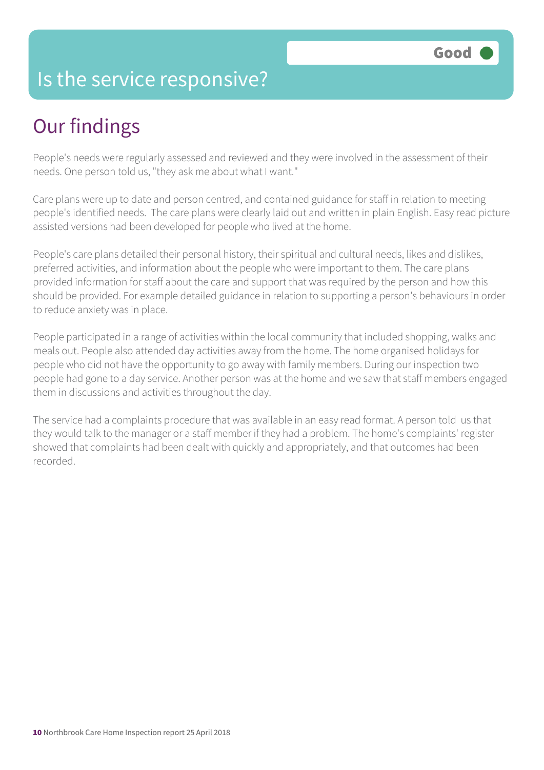# Is the service responsive?

**Good**

## Our findings

People's needs were regularly assessed and reviewed and they were involved in the assessment of their needs. One person told us, "they ask me about what I want."

Care plans were up to date and person centred, and contained guidance for staff in relation to meeting people's identified needs. The care plans were clearly laid out and written in plain English. Easy read picture assisted versions had been developed for people who lived at the home.

People's care plans detailed their personal history, their spiritual and cultural needs, likes and dislikes, preferred activities, and information about the people who were important to them. The care plans provided information for staff about the care and support that was required by the person and how this should be provided. For example detailed guidance in relation to supporting a person's behaviours in order to reduce anxiety was in place.

People participated in a range of activities within the local community that included shopping, walks and meals out. People also attended day activities away from the home. The home organised holidays for people who did not have the opportunity to go away with family members. During our inspection two people had gone to a day service. Another person was at the home and we saw that staff members engaged them in discussions and activities throughout the day.

The service had a complaints procedure that was available in an easy read format. A person told us that they would talk to the manager or a staff member if they had a problem. The home's complaints' register showed that complaints had been dealt with quickly and appropriately, and that outcomes had been recorded.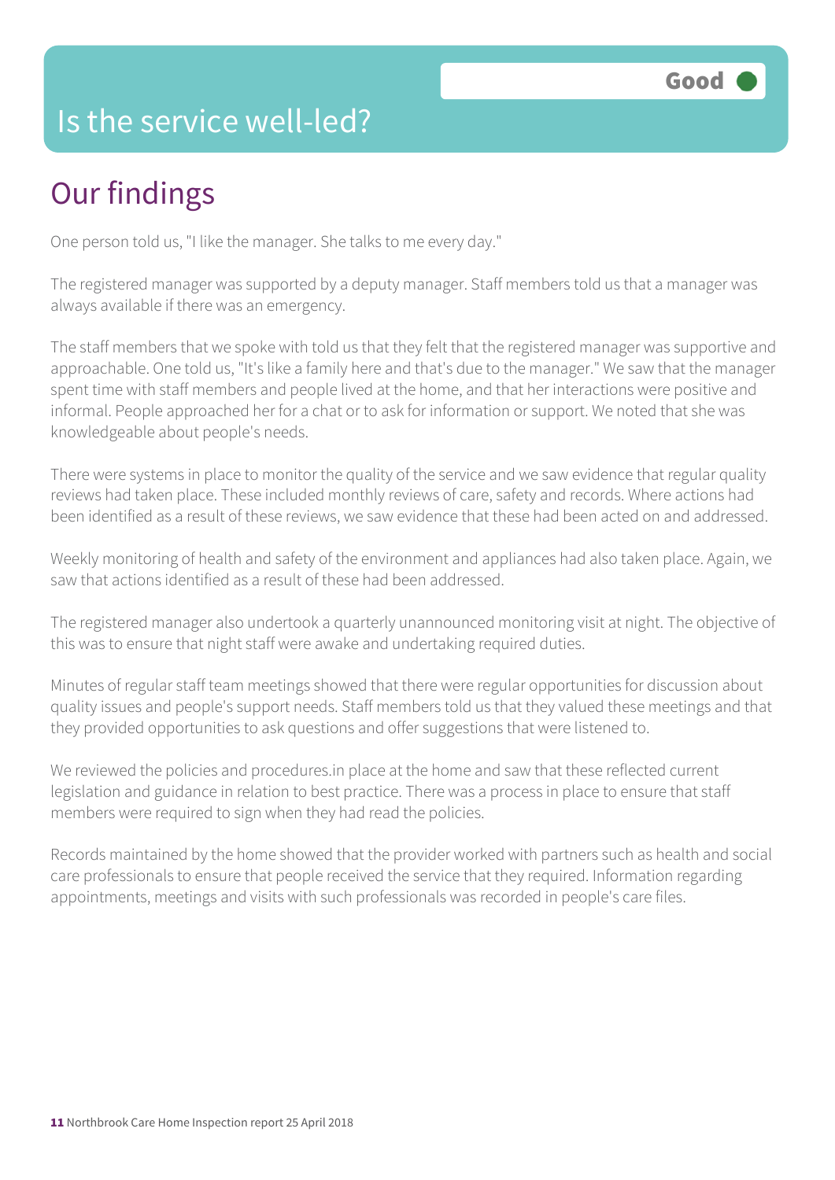Good

# Is the service well-led?

## Our findings

One person told us, "I like the manager. She talks to me every day."

The registered manager was supported by a deputy manager. Staff members told us that a manager was always available if there was an emergency.

The staff members that we spoke with told us that they felt that the registered manager was supportive and approachable. One told us, "It's like a family here and that's due to the manager." We saw that the manager spent time with staff members and people lived at the home, and that her interactions were positive and informal. People approached her for a chat or to ask for information or support. We noted that she was knowledgeable about people's needs.

There were systems in place to monitor the quality of the service and we saw evidence that regular quality reviews had taken place. These included monthly reviews of care, safety and records. Where actions had been identified as a result of these reviews, we saw evidence that these had been acted on and addressed.

Weekly monitoring of health and safety of the environment and appliances had also taken place. Again, we saw that actions identified as a result of these had been addressed.

The registered manager also undertook a quarterly unannounced monitoring visit at night. The objective of this was to ensure that night staff were awake and undertaking required duties.

Minutes of regular staff team meetings showed that there were regular opportunities for discussion about quality issues and people's support needs. Staff members told us that they valued these meetings and that they provided opportunities to ask questions and offer suggestions that were listened to.

We reviewed the policies and procedures.in place at the home and saw that these reflected current legislation and guidance in relation to best practice. There was a process in place to ensure that staff members were required to sign when they had read the policies.

Records maintained by the home showed that the provider worked with partners such as health and social care professionals to ensure that people received the service that they required. Information regarding appointments, meetings and visits with such professionals was recorded in people's care files.